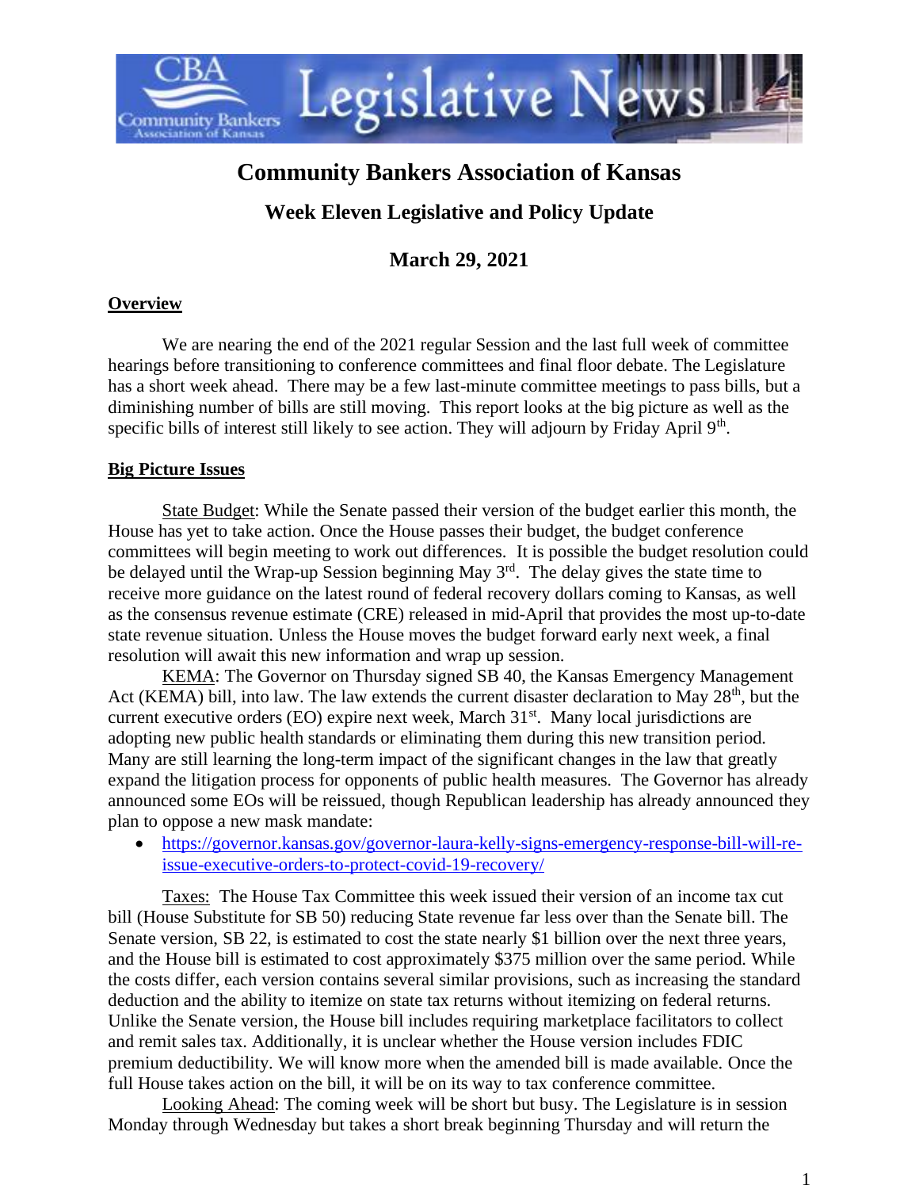# Community Bankers Association of Kansas

## Week Eleven Legislative and Policy Update

## March 29, 2021

**Overview**

We are nearing the end of the 2021 regular Session and the last full week of committee hearings before transitioning to conference committees and final floor debate. The Legislature has a short week ahead. There may be a few last-minute committee meetings to pass bills, but a diminishing number of bills are still moving. This report looks at the big picture as well as the specific bills of interest still likely to see action. They will adjourn by Friday April 9th.

**Big Picture Issues**

State Budget: While the Senate passed their version of the budget earlier this month, the House has yet to take action. Once the House passes their budget, the budget conference committees will begin meeting to work out differences. It is possible the budget resolution could be delayed until the Wrap-up Session beginning May 3rd. The delay gives the state time to receive more guidance on the latest round of federal recovery dollars coming to Kansas, as well as the consensus revenue estimate (CRE) released in mid-April that provides the most up-to-date state revenue situation. Unless the House moves the budget forward early next week, a final resolution will await this new information and wrap up session.

KEMA: The Governor on Thursday signed SB 40, the Kansas Emergency Management Act (KEMA) bill, into law. The law extends the current disaster declaration to May 28th, but the current executive orders (EO) expire next week, March 31st. Many local jurisdictions are adopting new public health standards or eliminating them during this new transition period. Many are still learning the long-term impact of the significant changes in the law that greatly expand the litigation process for opponents of public health measures. The Governor has already announced some EOs will be reissued, though Republican leadership has already announced they plan to oppose a new mask mandate:

- https://governor.kansas.gov/governor-laura-kelly-signs-emergency-response-bill-will-re-issue-executive-orders-to-protect-covid-19-recovery/

Taxes: The House Tax Committee this week issued their version of an income tax cut bill (House Substitute for SB 50) reducing State revenue far less over than the Senate bill. The Senate version, SB 22, is estimated to cost the state nearly $1 billion over the next three years, and the House bill is estimated to cost approximately $375 million over the same period. While the costs differ, each version contains several similar provisions, such as increasing the standard deduction and the ability to itemize on state tax returns without itemizing on federal returns. Unlike the Senate version, the House bill includes requiring marketplace facilitators to collect and remit sales tax. Additionally, it is unclear whether the House version includes FDIC premium deductibility. We will know more when the amended bill is made available. Once the full House takes action on the bill, it will be on its way to tax conference committee.

Looking Ahead: The coming week will be short but busy. The Legislature is in session Monday through Wednesday but takes a short break beginning Thursday and will return the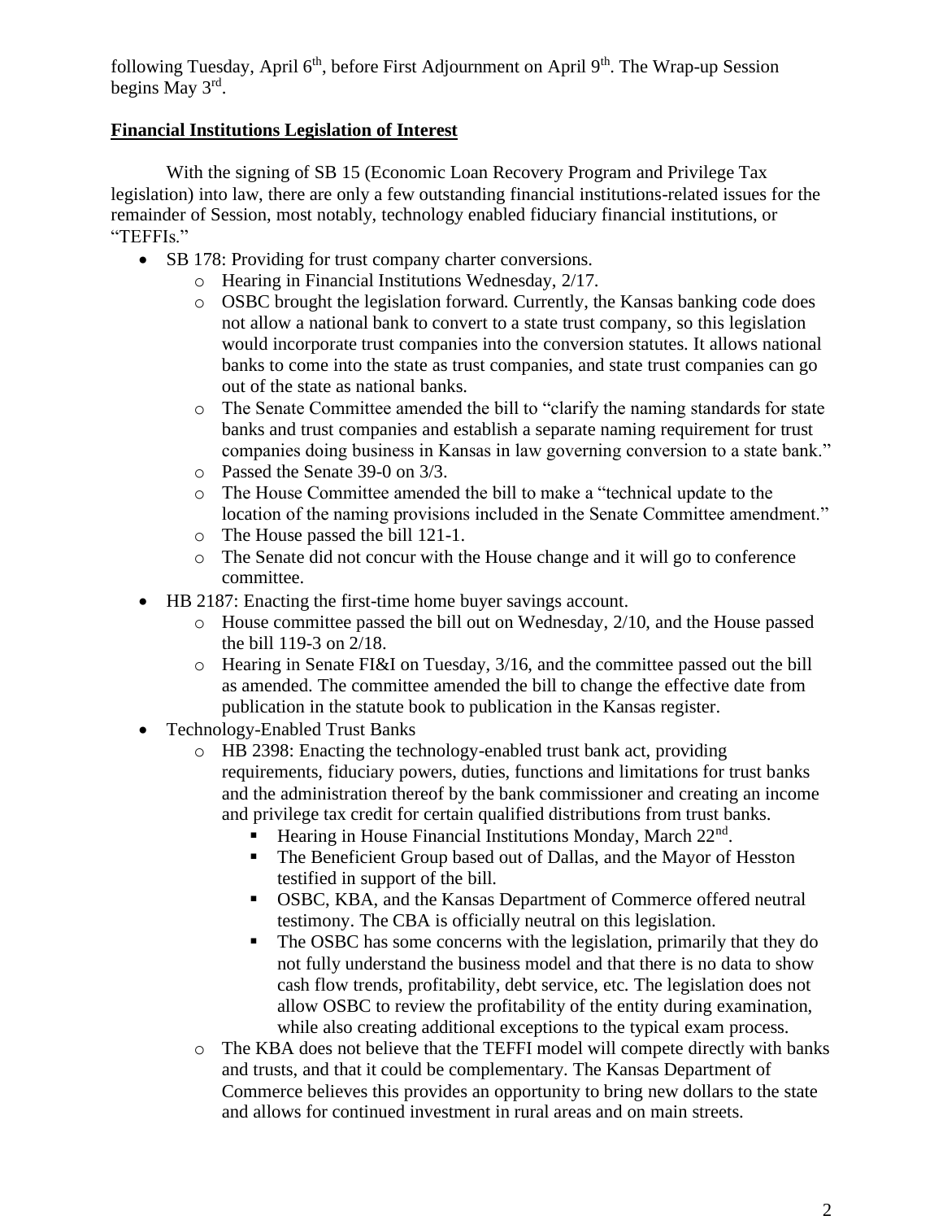following Tuesday, April 6th, before First Adjournment on April 9th. The Wrap-up Session begins May 3rd.

**Financial Institutions Legislation of Interest**

With the signing of SB 15 (Economic Loan Recovery Program and Privilege Tax legislation) into law, there are only a few outstanding financial institutions-related issues for the remainder of Session, most notably, technology enabled fiduciary financial institutions, or "TEFFIs."

- SB 178: Providing for trust company charter conversions.
  - Hearing in Financial Institutions Wednesday, 2/17.
  - OSBC brought the legislation forward. Currently, the Kansas banking code does not allow a national bank to convert to a state trust company, so this legislation would incorporate trust companies into the conversion statutes. It allows national banks to come into the state as trust companies, and state trust companies can go out of the state as national banks.
  - The Senate Committee amended the bill to "clarify the naming standards for state banks and trust companies and establish a separate naming requirement for trust companies doing business in Kansas in law governing conversion to a state bank."
  - Passed the Senate 39-0 on 3/3.
  - The House Committee amended the bill to make a "technical update to the location of the naming provisions included in the Senate Committee amendment."
  - The House passed the bill 121-1.
  - The Senate did not concur with the House change and it will go to conference committee.
- HB 2187: Enacting the first-time home buyer savings account.
  - House committee passed the bill out on Wednesday, 2/10, and the House passed the bill 119-3 on 2/18.
  - Hearing in Senate FI&I on Tuesday, 3/16, and the committee passed out the bill as amended. The committee amended the bill to change the effective date from publication in the statute book to publication in the Kansas register.
- Technology-Enabled Trust Banks
  - HB 2398: Enacting the technology-enabled trust bank act, providing requirements, fiduciary powers, duties, functions and limitations for trust banks and the administration thereof by the bank commissioner and creating an income and privilege tax credit for certain qualified distributions from trust banks.
    - Hearing in House Financial Institutions Monday, March 22nd.
    - The Beneficient Group based out of Dallas, and the Mayor of Hesston testified in support of the bill.
    - OSBC, KBA, and the Kansas Department of Commerce offered neutral testimony. The CBA is officially neutral on this legislation.
    - The OSBC has some concerns with the legislation, primarily that they do not fully understand the business model and that there is no data to show cash flow trends, profitability, debt service, etc. The legislation does not allow OSBC to review the profitability of the entity during examination, while also creating additional exceptions to the typical exam process.
  - The KBA does not believe that the TEFFI model will compete directly with banks and trusts, and that it could be complementary. The Kansas Department of Commerce believes this provides an opportunity to bring new dollars to the state and allows for continued investment in rural areas and on main streets.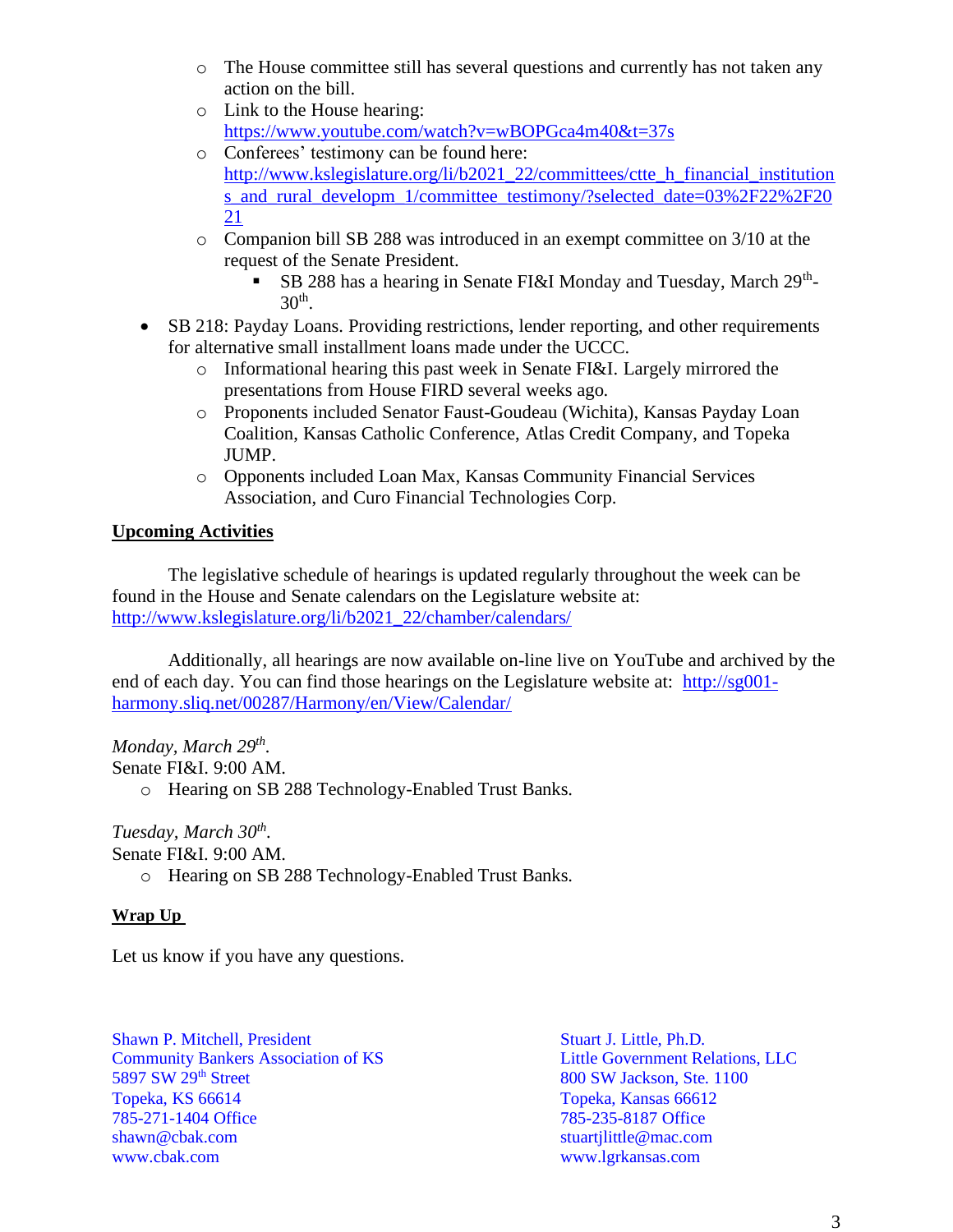- The House committee still has several questions and currently has not taken any action on the bill.
  - Link to the House hearing: https://www.youtube.com/watch?v=wBOPGca4m40&t=37s
  - Conferees' testimony can be found here: http://www.kslegislature.org/li/b2021_22/committees/ctte_h_financial_institutions_and_rural_developm_1/committee_testimony/?selected_date=03%2F22%2F2021
  - Companion bill SB 288 was introduced in an exempt committee on 3/10 at the request of the Senate President.
    - SB 288 has a hearing in Senate FI&I Monday and Tuesday, March 29th-30th.
- SB 218: Payday Loans. Providing restrictions, lender reporting, and other requirements for alternative small installment loans made under the UCCC.
  - Informational hearing this past week in Senate FI&I. Largely mirrored the presentations from House FIRD several weeks ago.
  - Proponents included Senator Faust-Goudeau (Wichita), Kansas Payday Loan Coalition, Kansas Catholic Conference, Atlas Credit Company, and Topeka JUMP.
  - Opponents included Loan Max, Kansas Community Financial Services Association, and Curo Financial Technologies Corp.

**Upcoming Activities**

The legislative schedule of hearings is updated regularly throughout the week can be found in the House and Senate calendars on the Legislature website at: http://www.kslegislature.org/li/b2021_22/chamber/calendars/

Additionally, all hearings are now available on-line live on YouTube and archived by the end of each day. You can find those hearings on the Legislature website at: http://sg001-harmony.sliq.net/00287/Harmony/en/View/Calendar/

*Monday, March 29th.*
Senate FI&I. 9:00 AM.
- Hearing on SB 288 Technology-Enabled Trust Banks.

*Tuesday, March 30th.*
Senate FI&I. 9:00 AM.
- Hearing on SB 288 Technology-Enabled Trust Banks.

**Wrap Up**

Let us know if you have any questions.

Shawn P. Mitchell, President
Community Bankers Association of KS
5897 SW 29th Street
Topeka, KS 66614
785-271-1404 Office
shawn@cbak.com
www.cbak.com

Stuart J. Little, Ph.D.
Little Government Relations, LLC
800 SW Jackson, Ste. 1100
Topeka, Kansas 66612
785-235-8187 Office
stuartjlittle@mac.com
www.lgrkansas.com